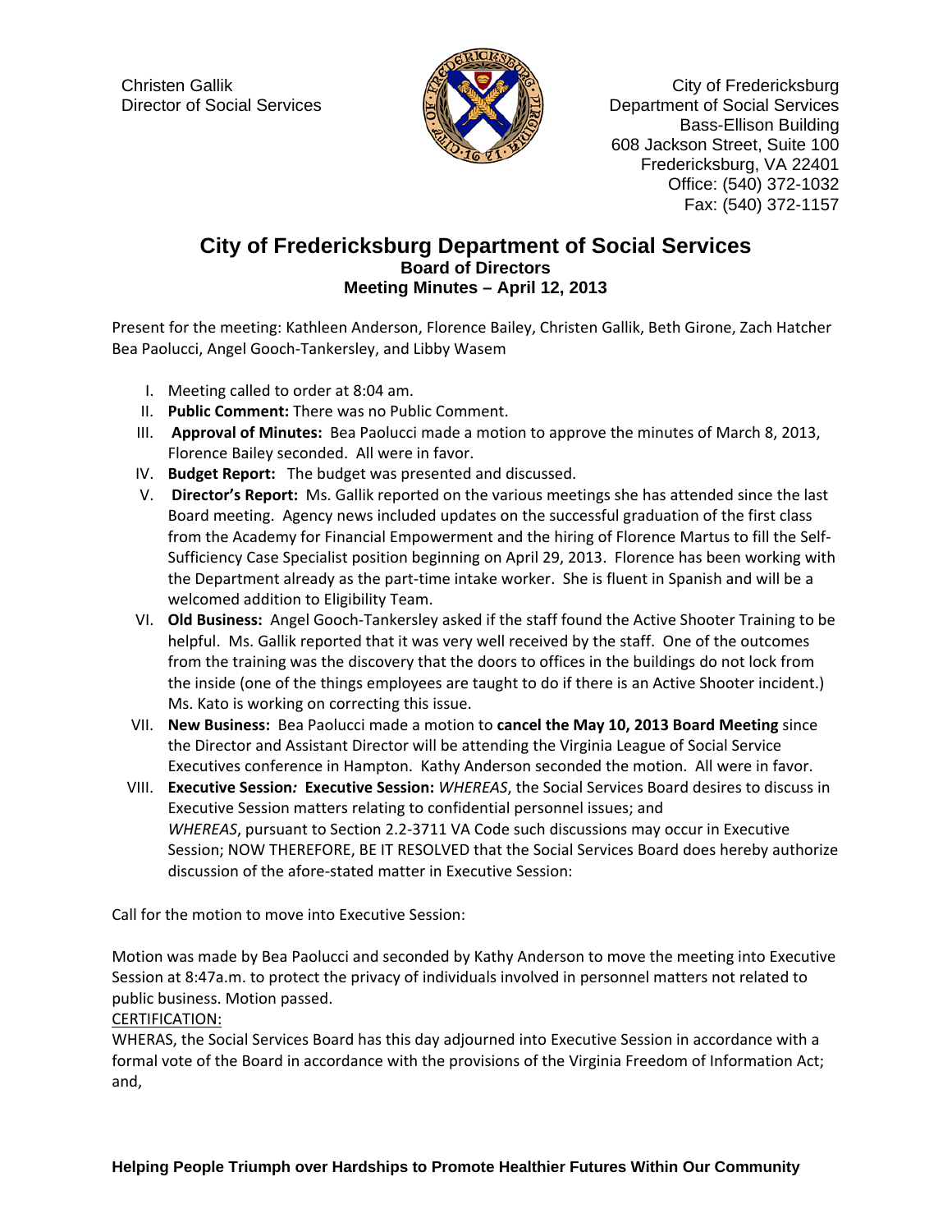Christen Gallik
Director of Social Services

City of Fredericksburg
Department of Social Services
Bass-Ellison Building
608 Jackson Street, Suite 100
Fredericksburg, VA 22401
Office: (540) 372-1032
Fax: (540) 372-1157

# City of Fredericksburg Department of Social Services

## Board of Directors

## Meeting Minutes – April 12, 2013

Present for the meeting: Kathleen Anderson, Florence Bailey, Christen Gallik, Beth Girone, Zach Hatcher Bea Paolucci, Angel Gooch-Tankersley, and Libby Wasem

I. Meeting called to order at 8:04 am.

II. **Public Comment:** There was no Public Comment.

III. **Approval of Minutes:** Bea Paolucci made a motion to approve the minutes of March 8, 2013, Florence Bailey seconded. All were in favor.

IV. **Budget Report:** The budget was presented and discussed.

V. **Director's Report:** Ms. Gallik reported on the various meetings she has attended since the last Board meeting. Agency news included updates on the successful graduation of the first class from the Academy for Financial Empowerment and the hiring of Florence Martus to fill the Self-Sufficiency Case Specialist position beginning on April 29, 2013. Florence has been working with the Department already as the part-time intake worker. She is fluent in Spanish and will be a welcomed addition to Eligibility Team.

VI. **Old Business:** Angel Gooch-Tankersley asked if the staff found the Active Shooter Training to be helpful. Ms. Gallik reported that it was very well received by the staff. One of the outcomes from the training was the discovery that the doors to offices in the buildings do not lock from the inside (one of the things employees are taught to do if there is an Active Shooter incident.) Ms. Kato is working on correcting this issue.

VII. **New Business:** Bea Paolucci made a motion to **cancel the May 10, 2013 Board Meeting** since the Director and Assistant Director will be attending the Virginia League of Social Service Executives conference in Hampton. Kathy Anderson seconded the motion. All were in favor.

VIII. **Executive Session*:* Executive Session:** *WHEREAS*, the Social Services Board desires to discuss in Executive Session matters relating to confidential personnel issues; and *WHEREAS*, pursuant to Section 2.2-3711 VA Code such discussions may occur in Executive Session; NOW THEREFORE, BE IT RESOLVED that the Social Services Board does hereby authorize discussion of the afore-stated matter in Executive Session:

Call for the motion to move into Executive Session:

Motion was made by Bea Paolucci and seconded by Kathy Anderson to move the meeting into Executive Session at 8:47a.m. to protect the privacy of individuals involved in personnel matters not related to public business. Motion passed.

<u>CERTIFICATION:</u>

WHERAS, the Social Services Board has this day adjourned into Executive Session in accordance with a formal vote of the Board in accordance with the provisions of the Virginia Freedom of Information Act; and,

**Helping People Triumph over Hardships to Promote Healthier Futures Within Our Community**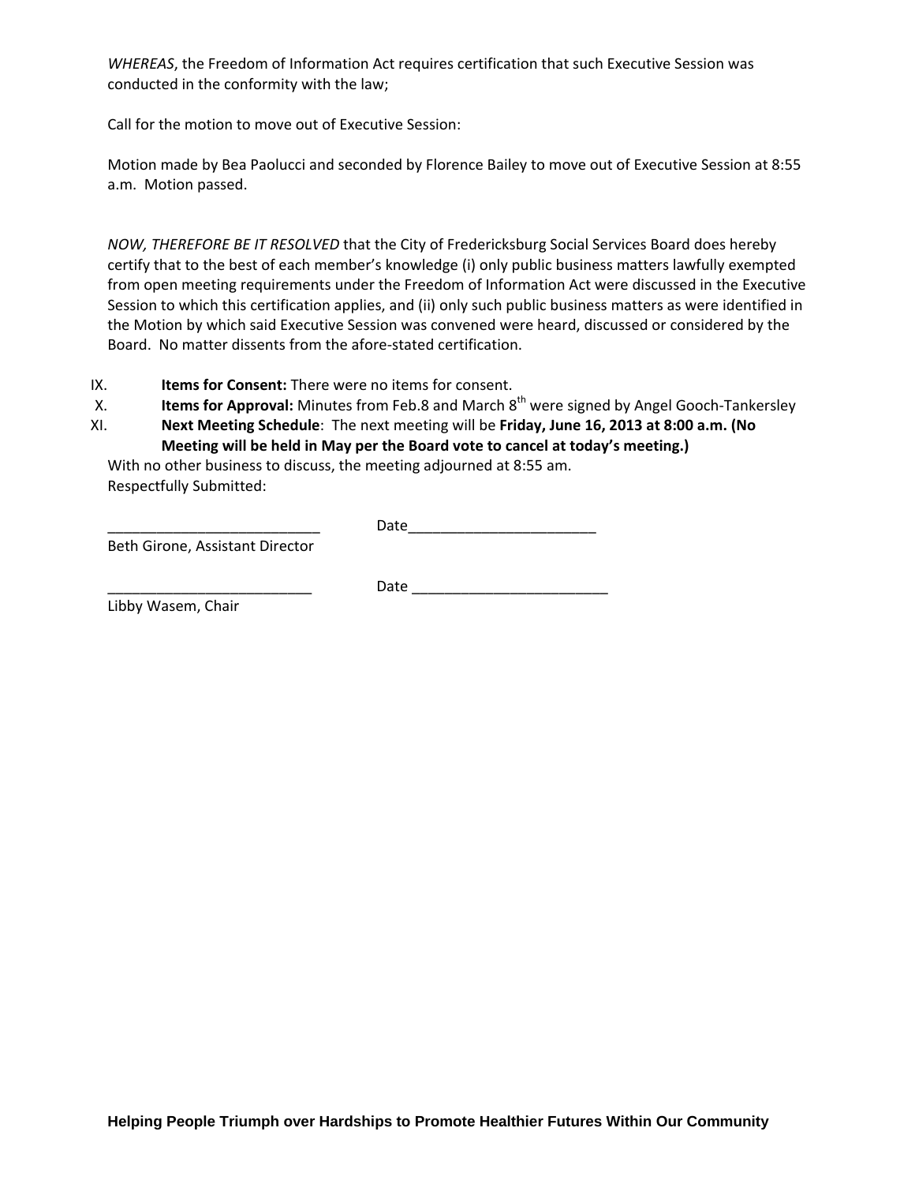*WHEREAS*, the Freedom of Information Act requires certification that such Executive Session was conducted in the conformity with the law;

Call for the motion to move out of Executive Session:

Motion made by Bea Paolucci and seconded by Florence Bailey to move out of Executive Session at 8:55 a.m. Motion passed.

*NOW, THEREFORE BE IT RESOLVED* that the City of Fredericksburg Social Services Board does hereby certify that to the best of each member's knowledge (i) only public business matters lawfully exempted from open meeting requirements under the Freedom of Information Act were discussed in the Executive Session to which this certification applies, and (ii) only such public business matters as were identified in the Motion by which said Executive Session was convened were heard, discussed or considered by the Board. No matter dissents from the afore-stated certification.

IX. **Items for Consent:** There were no items for consent.

X. **Items for Approval:** Minutes from Feb.8 and March 8th were signed by Angel Gooch-Tankersley

XI. **Next Meeting Schedule**: The next meeting will be **Friday, June 16, 2013 at 8:00 a.m. (No Meeting will be held in May per the Board vote to cancel at today's meeting.)**

With no other business to discuss, the meeting adjourned at 8:55 am.

Respectfully Submitted:

__________________________ Date_______________________

Beth Girone, Assistant Director

_________________________ Date ________________________

Libby Wasem, Chair

**Helping People Triumph over Hardships to Promote Healthier Futures Within Our Community**